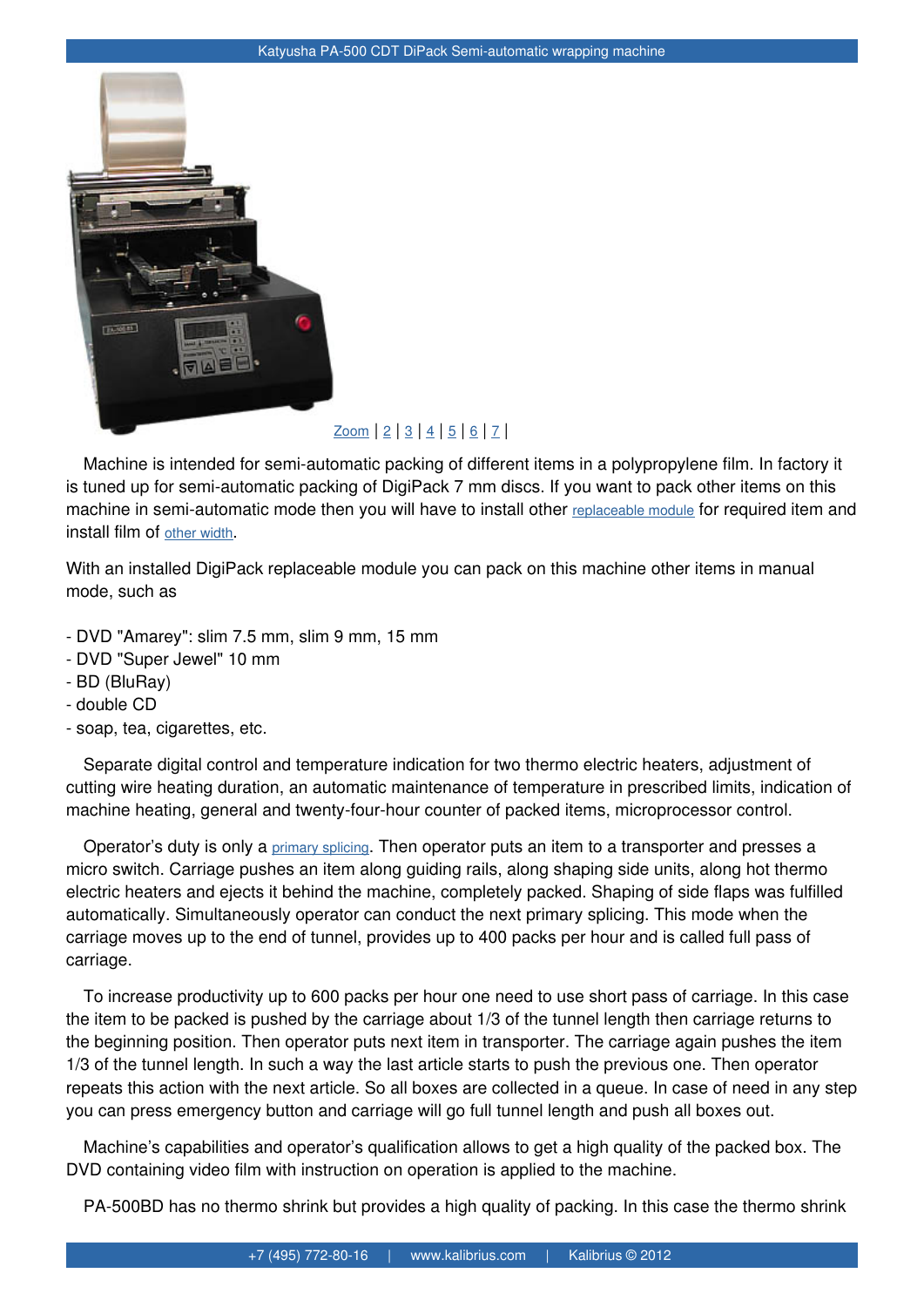# Katyusha PA-500 CDT DiPack Semi-automatic wrapping machine

Zoom | 2 | 3 | 4 | 5 | 6 | 7 |

Machine is intended for semi-automatic packing of different items in a polypropylene film. In factory it is tuned up for semi-automatic packing of DigiPack 7 mm discs. If you want to pack other items on this machine in semi-automatic mode then you will have to install other replaceable module for required item and install film of other width.

With an installed DigiPack replaceable module you can pack on this machine other items in manual mode, such as

- DVD "Amarey": slim 7.5 mm, slim 9 mm, 15 mm
- DVD "Super Jewel" 10 mm
- BD (BluRay)
- double CD
- soap, tea, cigarettes, etc.

Separate digital control and temperature indication for two thermo electric heaters, adjustment of cutting wire heating duration, an automatic maintenance of temperature in prescribed limits, indication of machine heating, general and twenty-four-hour counter of packed items, microprocessor control.

Operator's duty is only a primary splicing. Then operator puts an item to a transporter and presses a micro switch. Carriage pushes an item along guiding rails, along shaping side units, along hot thermo electric heaters and ejects it behind the machine, completely packed. Shaping of side flaps was fulfilled automatically. Simultaneously operator can conduct the next primary splicing. This mode when the carriage moves up to the end of tunnel, provides up to 400 packs per hour and is called full pass of carriage.

To increase productivity up to 600 packs per hour one need to use short pass of carriage. In this case the item to be packed is pushed by the carriage about 1/3 of the tunnel length then carriage returns to the beginning position. Then operator puts next item in transporter. The carriage again pushes the item 1/3 of the tunnel length. In such a way the last article starts to push the previous one. Then operator repeats this action with the next article. So all boxes are collected in a queue. In case of need in any step you can press emergency button and carriage will go full tunnel length and push all boxes out.

Machine's capabilities and operator's qualification allows to get a high quality of the packed box. The DVD containing video film with instruction on operation is applied to the machine.

PA-500BD has no thermo shrink but provides a high quality of packing. In this case the thermo shrink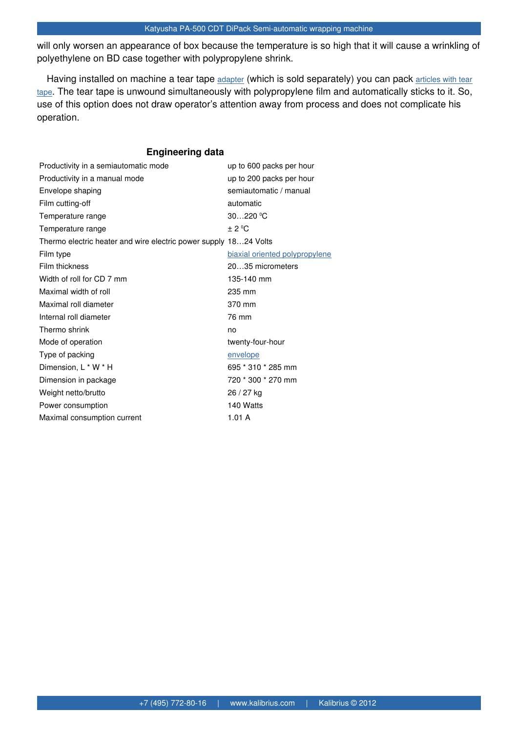will only worsen an appearance of box because the temperature is so high that it will cause a wrinkling of polyethylene on BD case together with polypropylene shrink.

Having installed on machine a tear tape adapter (which is sold separately) you can pack articles with tear tape. The tear tape is unwound simultaneously with polypropylene film and automatically sticks to it. So, use of this option does not draw operator's attention away from process and does not complicate his operation.

## Engineering data

| | |
|---|---|
| Productivity in a semiautomatic mode | up to 600 packs per hour |
| Productivity in a manual mode | up to 200 packs per hour |
| Envelope shaping | semiautomatic / manual |
| Film cutting-off | automatic |
| Temperature range | 30…220 ⁰C |
| Temperature range | ± 2 ⁰C |
| Thermo electric heater and wire electric power supply | 18…24 Volts |
| Film type | biaxial oriented polypropylene |
| Film thickness | 20…35 micrometers |
| Width of roll for CD 7 mm | 135-140 mm |
| Maximal width of roll | 235 mm |
| Maximal roll diameter | 370 mm |
| Internal roll diameter | 76 mm |
| Thermo shrink | no |
| Mode of operation | twenty-four-hour |
| Type of packing | envelope |
| Dimension, L * W * H | 695 * 310 * 285 mm |
| Dimension in package | 720 * 300 * 270 mm |
| Weight netto/brutto | 26 / 27 kg |
| Power consumption | 140 Watts |
| Maximal consumption current | 1.01 A |